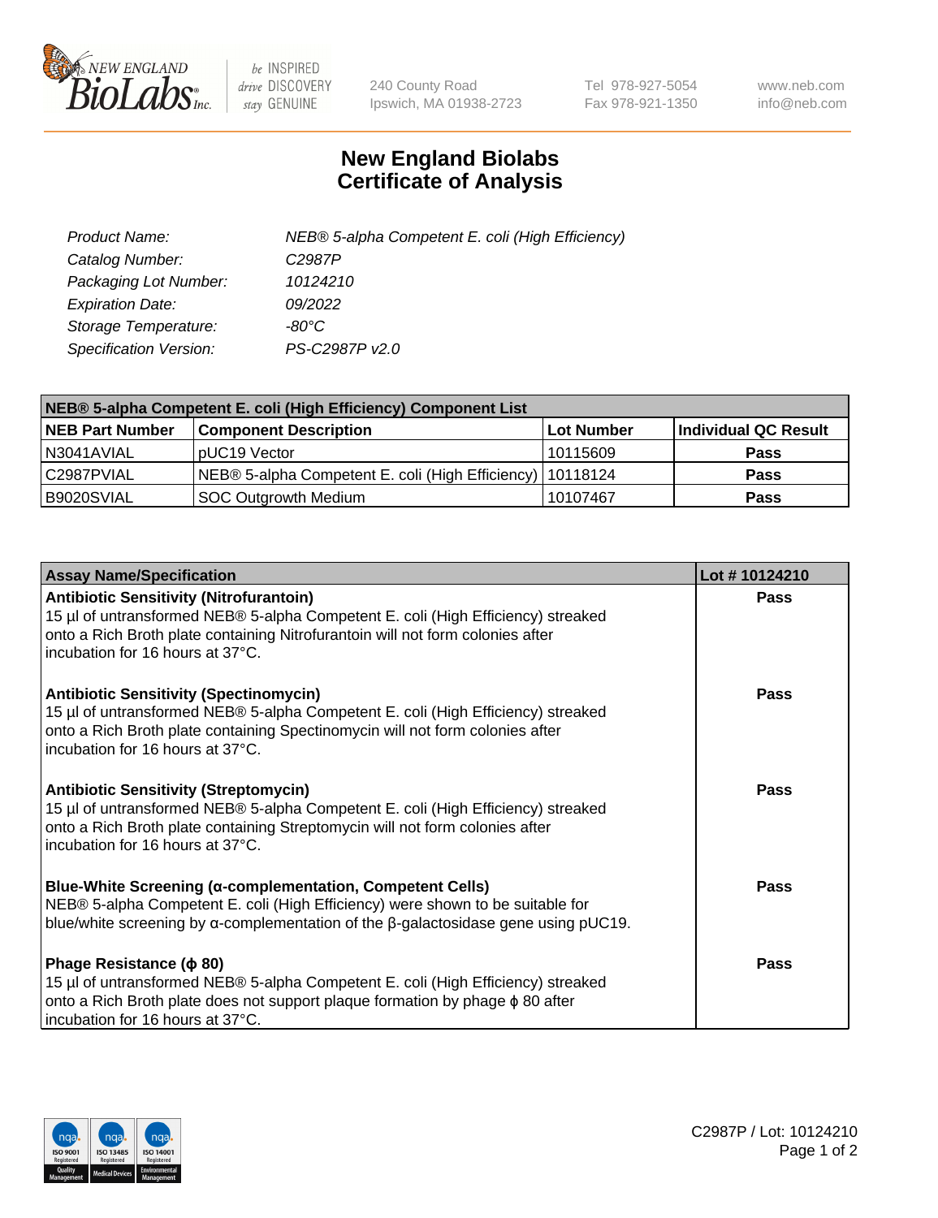# New England Biolabs Certificate of Analysis

| | |
|---|---|
| *Product Name:* | *NEB® 5-alpha Competent E. coli (High Efficiency)* |
| *Catalog Number:* | *C2987P* |
| *Packaging Lot Number:* | *10124210* |
| *Expiration Date:* | *09/2022* |
| *Storage Temperature:* | *-80°C* |
| *Specification Version:* | *PS-C2987P v2.0* |

| NEB® 5-alpha Competent E. coli (High Efficiency) Component List | | | |
|---|---|---|---|
| **NEB Part Number** | **Component Description** | **Lot Number** | **Individual QC Result** |
| N3041AVIAL | pUC19 Vector | 10115609 | **Pass** |
| C2987PVIAL | NEB® 5-alpha Competent E. coli (High Efficiency) | 10118124 | **Pass** |
| B9020SVIAL | SOC Outgrowth Medium | 10107467 | **Pass** |

| Assay Name/Specification | Lot # 10124210 |
|---|---|
| **Antibiotic Sensitivity (Nitrofurantoin)**<br>15 µl of untransformed NEB® 5-alpha Competent E. coli (High Efficiency) streaked onto a Rich Broth plate containing Nitrofurantoin will not form colonies after incubation for 16 hours at 37°C. | **Pass** |
| **Antibiotic Sensitivity (Spectinomycin)**<br>15 µl of untransformed NEB® 5-alpha Competent E. coli (High Efficiency) streaked onto a Rich Broth plate containing Spectinomycin will not form colonies after incubation for 16 hours at 37°C. | **Pass** |
| **Antibiotic Sensitivity (Streptomycin)**<br>15 µl of untransformed NEB® 5-alpha Competent E. coli (High Efficiency) streaked onto a Rich Broth plate containing Streptomycin will not form colonies after incubation for 16 hours at 37°C. | **Pass** |
| **Blue-White Screening (α-complementation, Competent Cells)**<br>NEB® 5-alpha Competent E. coli (High Efficiency) were shown to be suitable for blue/white screening by α-complementation of the β-galactosidase gene using pUC19. | **Pass** |
| **Phage Resistance (ϕ 80)**<br>15 µl of untransformed NEB® 5-alpha Competent E. coli (High Efficiency) streaked onto a Rich Broth plate does not support plaque formation by phage ϕ 80 after incubation for 16 hours at 37°C. | **Pass** |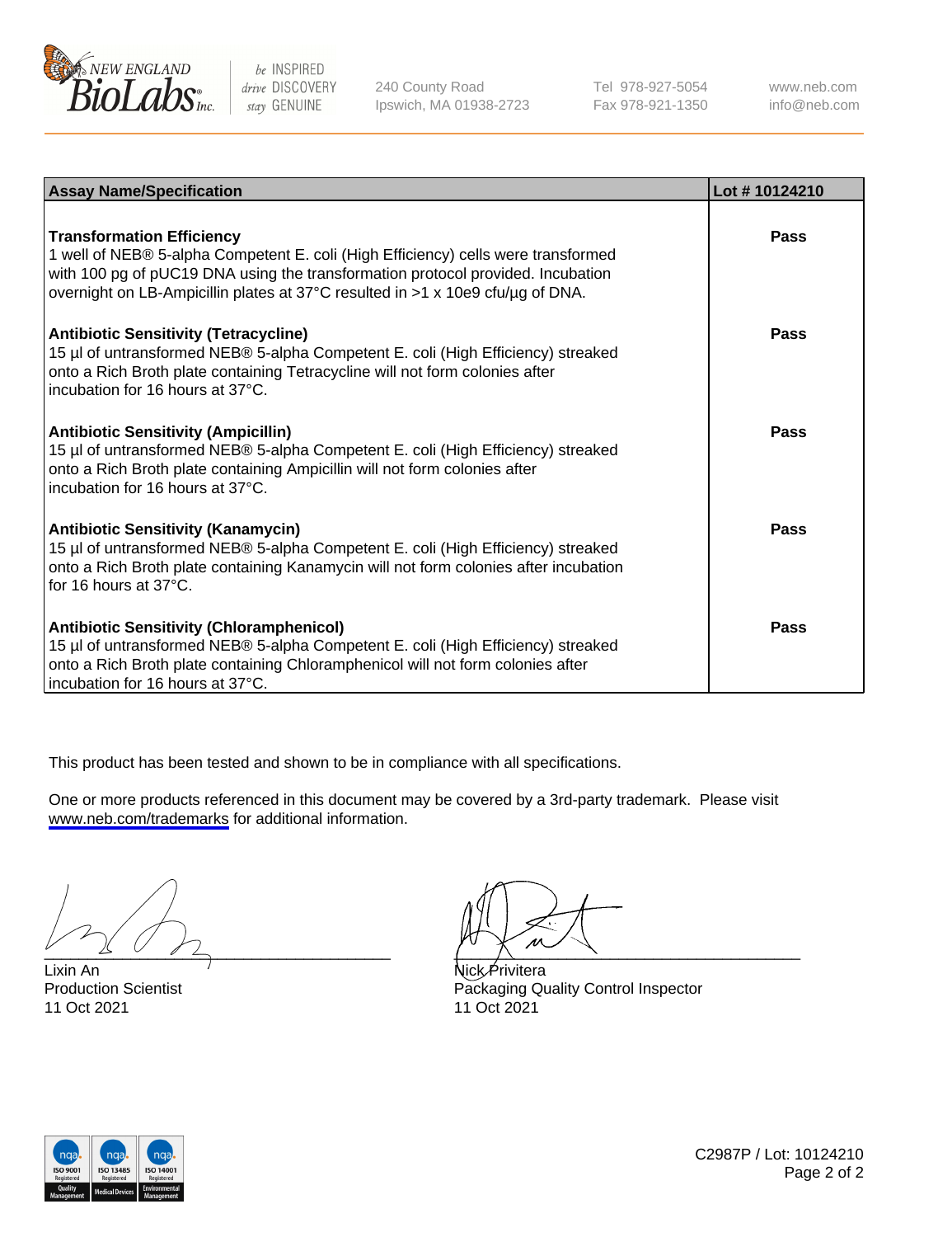| Assay Name/Specification | Lot # 10124210 |
|---|---|
| **Transformation Efficiency**<br>1 well of NEB® 5-alpha Competent E. coli (High Efficiency) cells were transformed with 100 pg of pUC19 DNA using the transformation protocol provided. Incubation overnight on LB-Ampicillin plates at 37°C resulted in >1 x 10e9 cfu/µg of DNA. | Pass |
| **Antibiotic Sensitivity (Tetracycline)**<br>15 µl of untransformed NEB® 5-alpha Competent E. coli (High Efficiency) streaked onto a Rich Broth plate containing Tetracycline will not form colonies after incubation for 16 hours at 37°C. | Pass |
| **Antibiotic Sensitivity (Ampicillin)**<br>15 µl of untransformed NEB® 5-alpha Competent E. coli (High Efficiency) streaked onto a Rich Broth plate containing Ampicillin will not form colonies after incubation for 16 hours at 37°C. | Pass |
| **Antibiotic Sensitivity (Kanamycin)**<br>15 µl of untransformed NEB® 5-alpha Competent E. coli (High Efficiency) streaked onto a Rich Broth plate containing Kanamycin will not form colonies after incubation for 16 hours at 37°C. | Pass |
| **Antibiotic Sensitivity (Chloramphenicol)**<br>15 µl of untransformed NEB® 5-alpha Competent E. coli (High Efficiency) streaked onto a Rich Broth plate containing Chloramphenicol will not form colonies after incubation for 16 hours at 37°C. | Pass |

This product has been tested and shown to be in compliance with all specifications.

One or more products referenced in this document may be covered by a 3rd-party trademark. Please visit www.neb.com/trademarks for additional information.

Lixin An
Production Scientist
11 Oct 2021

Nick Privitera
Packaging Quality Control Inspector
11 Oct 2021

C2987P / Lot: 10124210